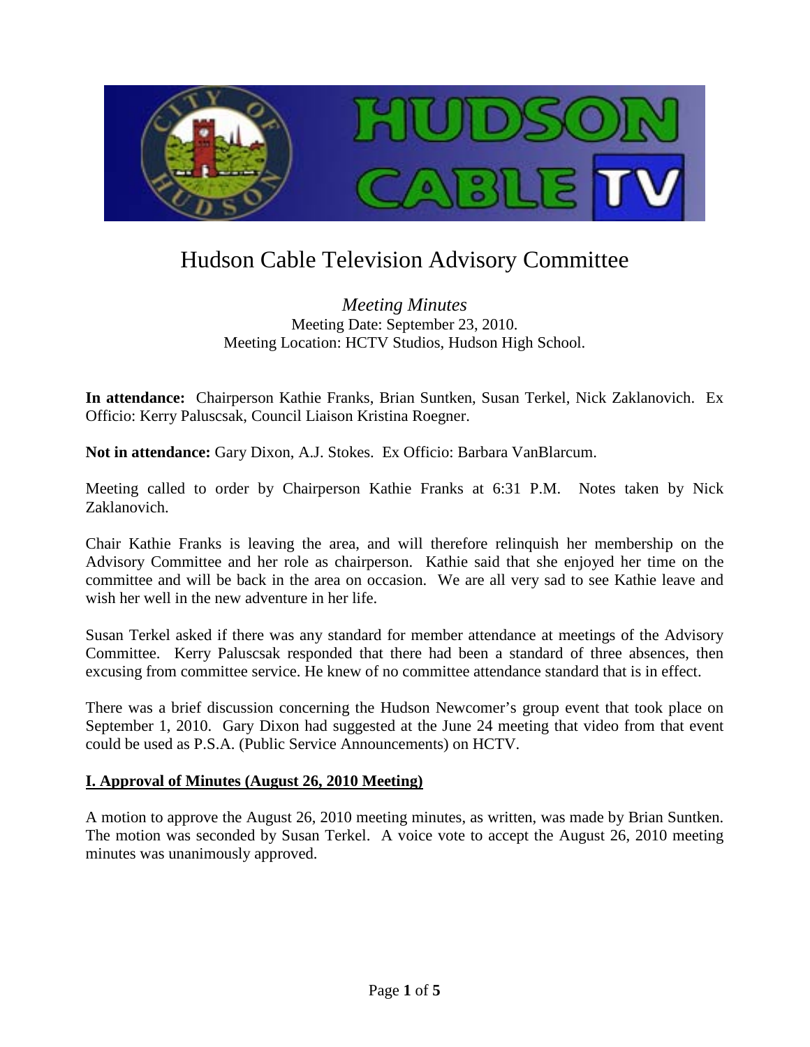# Hudson Cable Television Advisory Committee

*Meeting Minutes*
Meeting Date: September 23, 2010.
Meeting Location: HCTV Studios, Hudson High School.

**In attendance:** Chairperson Kathie Franks, Brian Suntken, Susan Terkel, Nick Zaklanovich. Ex Officio: Kerry Paluscsak, Council Liaison Kristina Roegner.

**Not in attendance:** Gary Dixon, A.J. Stokes. Ex Officio: Barbara VanBlarcum.

Meeting called to order by Chairperson Kathie Franks at 6:31 P.M. Notes taken by Nick Zaklanovich.

Chair Kathie Franks is leaving the area, and will therefore relinquish her membership on the Advisory Committee and her role as chairperson. Kathie said that she enjoyed her time on the committee and will be back in the area on occasion. We are all very sad to see Kathie leave and wish her well in the new adventure in her life.

Susan Terkel asked if there was any standard for member attendance at meetings of the Advisory Committee. Kerry Paluscsak responded that there had been a standard of three absences, then excusing from committee service. He knew of no committee attendance standard that is in effect.

There was a brief discussion concerning the Hudson Newcomer's group event that took place on September 1, 2010. Gary Dixon had suggested at the June 24 meeting that video from that event could be used as P.S.A. (Public Service Announcements) on HCTV.

## I. Approval of Minutes (August 26, 2010 Meeting)

A motion to approve the August 26, 2010 meeting minutes, as written, was made by Brian Suntken. The motion was seconded by Susan Terkel. A voice vote to accept the August 26, 2010 meeting minutes was unanimously approved.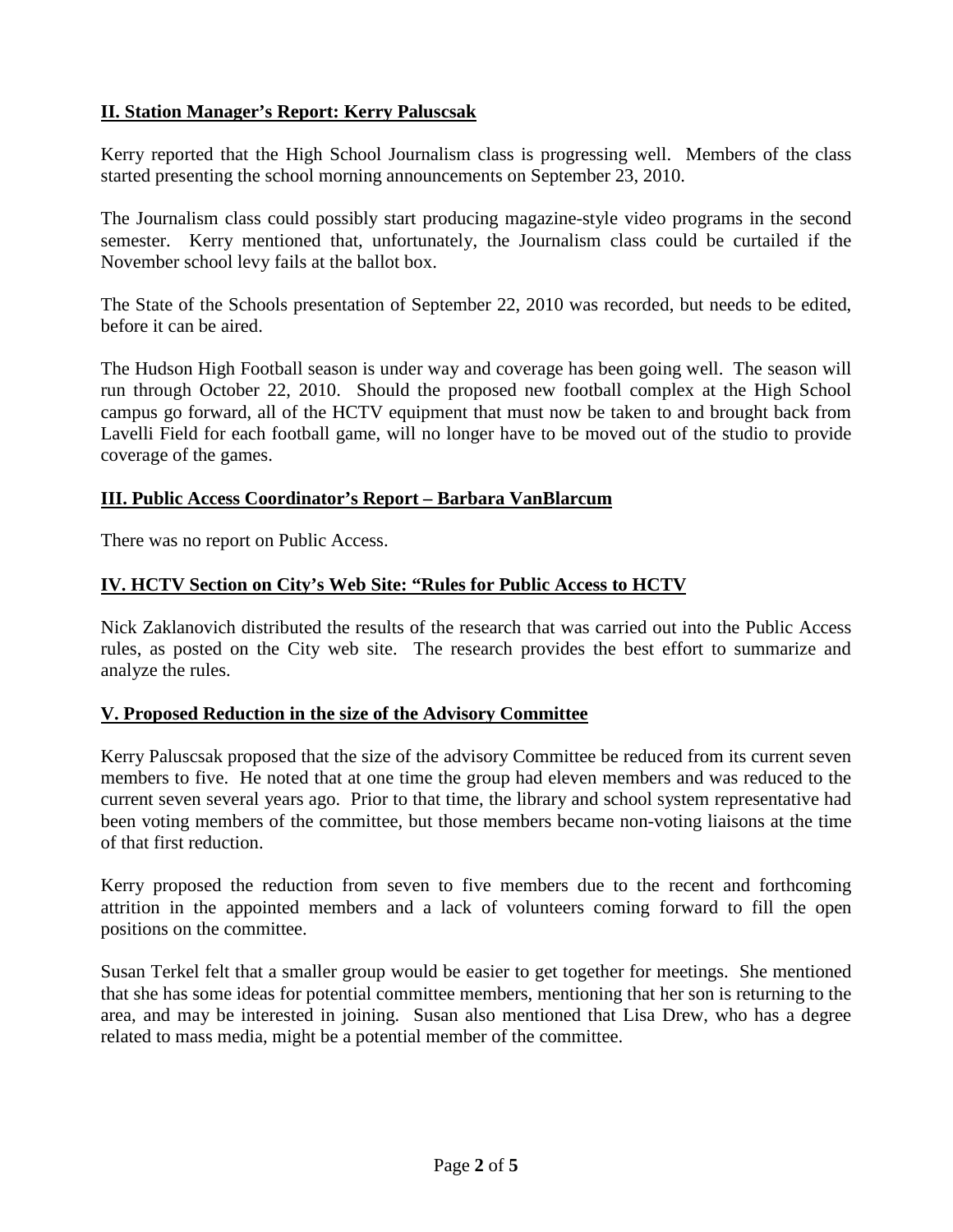## II. Station Manager's Report: Kerry Paluscsak

Kerry reported that the High School Journalism class is progressing well. Members of the class started presenting the school morning announcements on September 23, 2010.

The Journalism class could possibly start producing magazine-style video programs in the second semester. Kerry mentioned that, unfortunately, the Journalism class could be curtailed if the November school levy fails at the ballot box.

The State of the Schools presentation of September 22, 2010 was recorded, but needs to be edited, before it can be aired.

The Hudson High Football season is under way and coverage has been going well. The season will run through October 22, 2010. Should the proposed new football complex at the High School campus go forward, all of the HCTV equipment that must now be taken to and brought back from Lavelli Field for each football game, will no longer have to be moved out of the studio to provide coverage of the games.

## III. Public Access Coordinator's Report – Barbara VanBlarcum

There was no report on Public Access.

## IV. HCTV Section on City's Web Site: "Rules for Public Access to HCTV

Nick Zaklanovich distributed the results of the research that was carried out into the Public Access rules, as posted on the City web site. The research provides the best effort to summarize and analyze the rules.

## V. Proposed Reduction in the size of the Advisory Committee

Kerry Paluscsak proposed that the size of the advisory Committee be reduced from its current seven members to five. He noted that at one time the group had eleven members and was reduced to the current seven several years ago. Prior to that time, the library and school system representative had been voting members of the committee, but those members became non-voting liaisons at the time of that first reduction.

Kerry proposed the reduction from seven to five members due to the recent and forthcoming attrition in the appointed members and a lack of volunteers coming forward to fill the open positions on the committee.

Susan Terkel felt that a smaller group would be easier to get together for meetings. She mentioned that she has some ideas for potential committee members, mentioning that her son is returning to the area, and may be interested in joining. Susan also mentioned that Lisa Drew, who has a degree related to mass media, might be a potential member of the committee.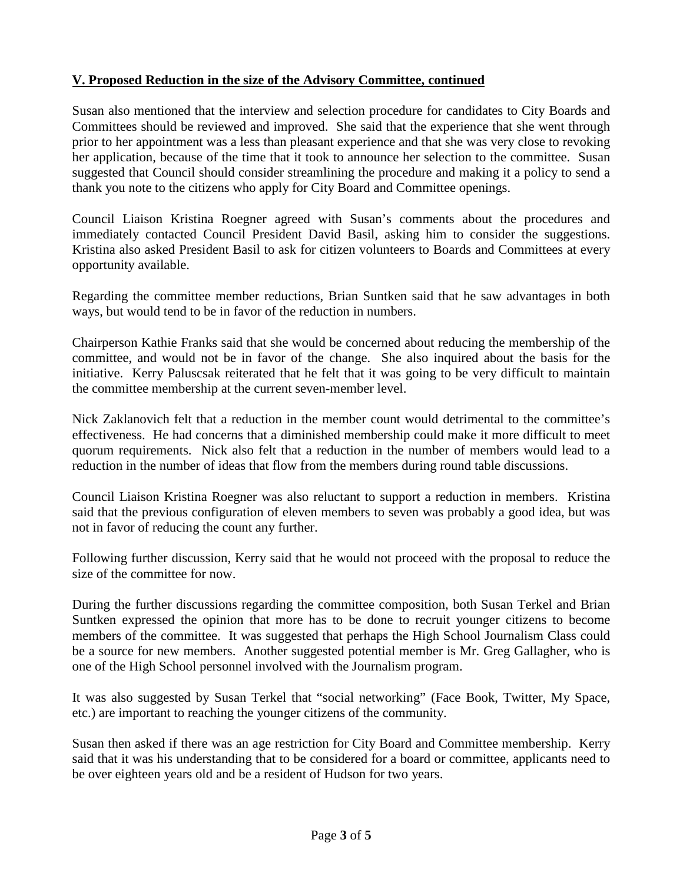**V. Proposed Reduction in the size of the Advisory Committee, continued**

Susan also mentioned that the interview and selection procedure for candidates to City Boards and Committees should be reviewed and improved. She said that the experience that she went through prior to her appointment was a less than pleasant experience and that she was very close to revoking her application, because of the time that it took to announce her selection to the committee. Susan suggested that Council should consider streamlining the procedure and making it a policy to send a thank you note to the citizens who apply for City Board and Committee openings.

Council Liaison Kristina Roegner agreed with Susan's comments about the procedures and immediately contacted Council President David Basil, asking him to consider the suggestions. Kristina also asked President Basil to ask for citizen volunteers to Boards and Committees at every opportunity available.

Regarding the committee member reductions, Brian Suntken said that he saw advantages in both ways, but would tend to be in favor of the reduction in numbers.

Chairperson Kathie Franks said that she would be concerned about reducing the membership of the committee, and would not be in favor of the change. She also inquired about the basis for the initiative. Kerry Paluscsak reiterated that he felt that it was going to be very difficult to maintain the committee membership at the current seven-member level.

Nick Zaklanovich felt that a reduction in the member count would detrimental to the committee's effectiveness. He had concerns that a diminished membership could make it more difficult to meet quorum requirements. Nick also felt that a reduction in the number of members would lead to a reduction in the number of ideas that flow from the members during round table discussions.

Council Liaison Kristina Roegner was also reluctant to support a reduction in members. Kristina said that the previous configuration of eleven members to seven was probably a good idea, but was not in favor of reducing the count any further.

Following further discussion, Kerry said that he would not proceed with the proposal to reduce the size of the committee for now.

During the further discussions regarding the committee composition, both Susan Terkel and Brian Suntken expressed the opinion that more has to be done to recruit younger citizens to become members of the committee. It was suggested that perhaps the High School Journalism Class could be a source for new members. Another suggested potential member is Mr. Greg Gallagher, who is one of the High School personnel involved with the Journalism program.

It was also suggested by Susan Terkel that "social networking" (Face Book, Twitter, My Space, etc.) are important to reaching the younger citizens of the community.

Susan then asked if there was an age restriction for City Board and Committee membership. Kerry said that it was his understanding that to be considered for a board or committee, applicants need to be over eighteen years old and be a resident of Hudson for two years.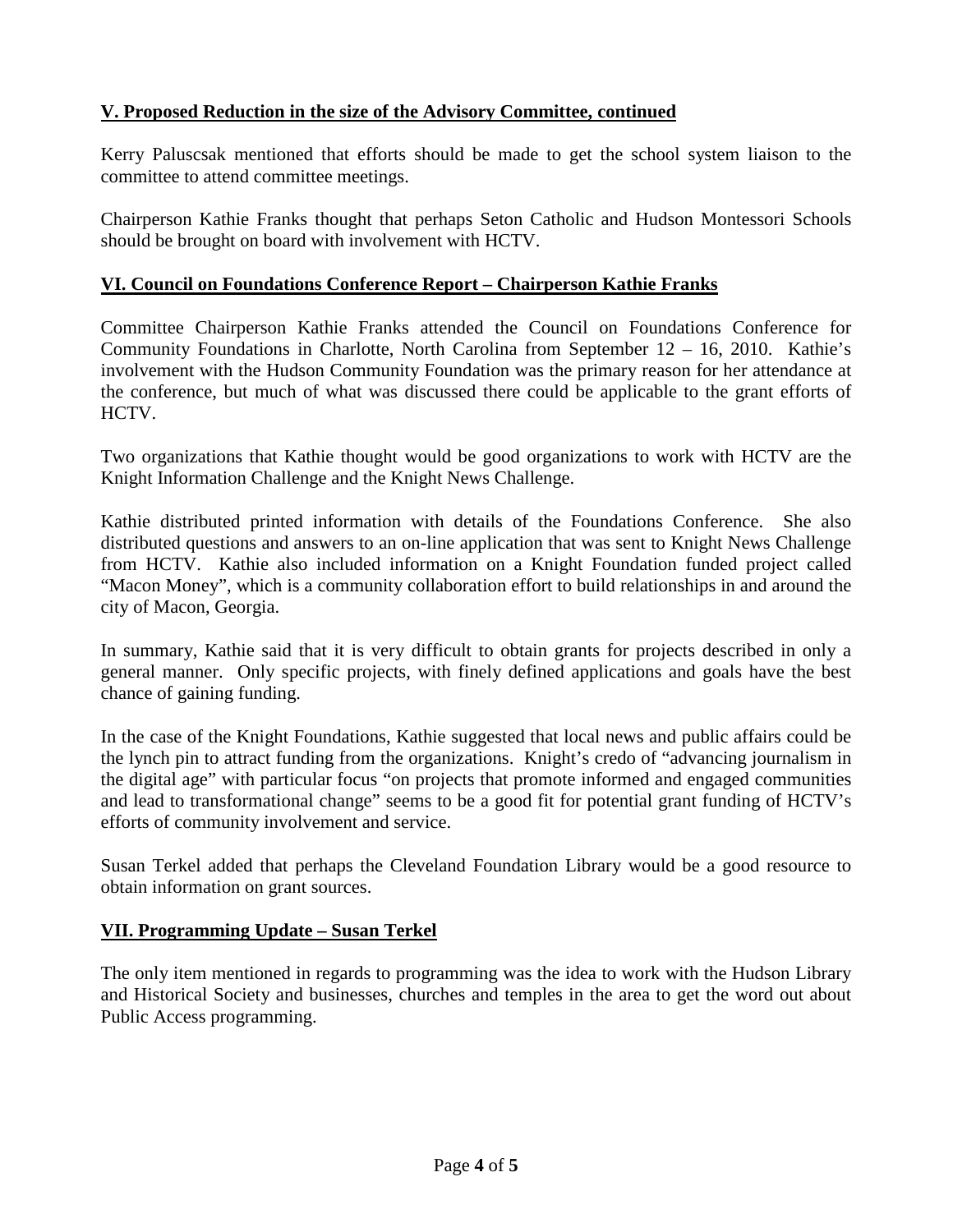## **V. Proposed Reduction in the size of the Advisory Committee, continued**

Kerry Paluscsak mentioned that efforts should be made to get the school system liaison to the committee to attend committee meetings.

Chairperson Kathie Franks thought that perhaps Seton Catholic and Hudson Montessori Schools should be brought on board with involvement with HCTV.

## **VI. Council on Foundations Conference Report – Chairperson Kathie Franks**

Committee Chairperson Kathie Franks attended the Council on Foundations Conference for Community Foundations in Charlotte, North Carolina from September 12 – 16, 2010. Kathie's involvement with the Hudson Community Foundation was the primary reason for her attendance at the conference, but much of what was discussed there could be applicable to the grant efforts of HCTV.

Two organizations that Kathie thought would be good organizations to work with HCTV are the Knight Information Challenge and the Knight News Challenge.

Kathie distributed printed information with details of the Foundations Conference. She also distributed questions and answers to an on-line application that was sent to Knight News Challenge from HCTV. Kathie also included information on a Knight Foundation funded project called "Macon Money", which is a community collaboration effort to build relationships in and around the city of Macon, Georgia.

In summary, Kathie said that it is very difficult to obtain grants for projects described in only a general manner. Only specific projects, with finely defined applications and goals have the best chance of gaining funding.

In the case of the Knight Foundations, Kathie suggested that local news and public affairs could be the lynch pin to attract funding from the organizations. Knight's credo of "advancing journalism in the digital age" with particular focus "on projects that promote informed and engaged communities and lead to transformational change" seems to be a good fit for potential grant funding of HCTV's efforts of community involvement and service.

Susan Terkel added that perhaps the Cleveland Foundation Library would be a good resource to obtain information on grant sources.

## **VII. Programming Update – Susan Terkel**

The only item mentioned in regards to programming was the idea to work with the Hudson Library and Historical Society and businesses, churches and temples in the area to get the word out about Public Access programming.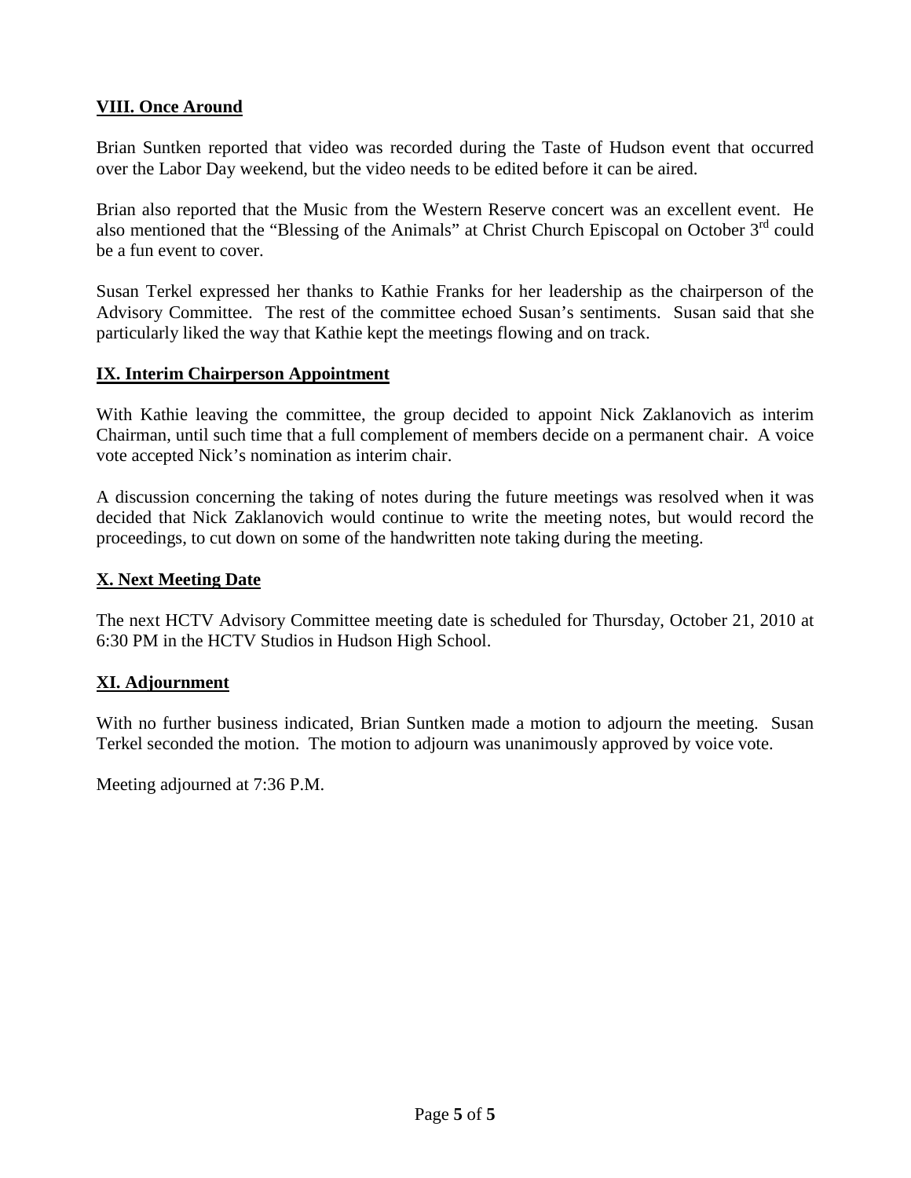## VIII. Once Around

Brian Suntken reported that video was recorded during the Taste of Hudson event that occurred over the Labor Day weekend, but the video needs to be edited before it can be aired.

Brian also reported that the Music from the Western Reserve concert was an excellent event. He also mentioned that the "Blessing of the Animals" at Christ Church Episcopal on October 3rd could be a fun event to cover.

Susan Terkel expressed her thanks to Kathie Franks for her leadership as the chairperson of the Advisory Committee. The rest of the committee echoed Susan's sentiments. Susan said that she particularly liked the way that Kathie kept the meetings flowing and on track.

## IX. Interim Chairperson Appointment

With Kathie leaving the committee, the group decided to appoint Nick Zaklanovich as interim Chairman, until such time that a full complement of members decide on a permanent chair. A voice vote accepted Nick's nomination as interim chair.

A discussion concerning the taking of notes during the future meetings was resolved when it was decided that Nick Zaklanovich would continue to write the meeting notes, but would record the proceedings, to cut down on some of the handwritten note taking during the meeting.

## X. Next Meeting Date

The next HCTV Advisory Committee meeting date is scheduled for Thursday, October 21, 2010 at 6:30 PM in the HCTV Studios in Hudson High School.

## XI. Adjournment

With no further business indicated, Brian Suntken made a motion to adjourn the meeting. Susan Terkel seconded the motion. The motion to adjourn was unanimously approved by voice vote.

Meeting adjourned at 7:36 P.M.